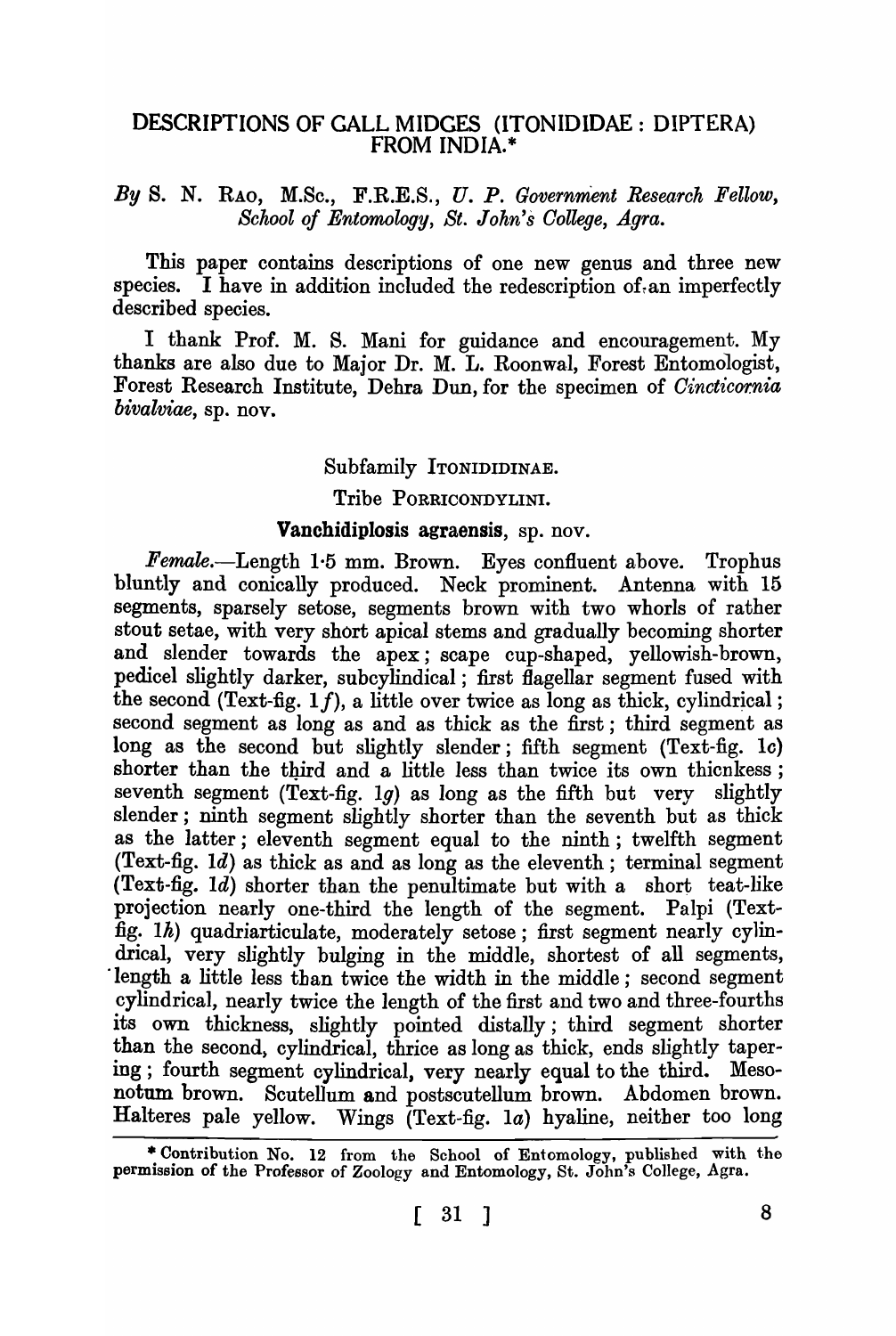# DESCRIPTIONS OF GALL MIDGES (ITONIDIDAE : DIPTERA) FROM INDIA.*

*By* S. N. RAO, M.Sc., F.R.E.S., *U. P. Government Research Fellow, School of Entomology, St. John's College, Agra.*

This paper contains descriptions of one new genus and three new species. I have in addition included the redescription of an imperfectly described species.

I thank Prof. M. S. Mani for guidance and encouragement. My thanks are also due to Major Dr. M. L. Roonwal, Forest Entomologist, Forest Research Institute, Dehra Dun, for the specimen of *Cincticornia bivalviae*, sp. nov.

## Subfamily ITONIDIDINAE.

### Tribe PORRICONDYLINI.

### Vanchidiplosis agraensis, sp. nov.

*Female.*—Length 1·5 mm. Brown. Eyes confluent above. Trophus bluntly and conically produced. Neck prominent. Antenna with 15 segments, sparsely setose, segments brown with two whorls of rather stout setae, with very short apical stems and gradually becoming shorter and slender towards the apex; scape cup-shaped, yellowish-brown, pedicel slightly darker, subcylindrical; first flagellar segment fused with the second (Text-fig. 1*f*), a little over twice as long as thick, cylindrical; second segment as long as and as thick as the first; third segment as long as the second but slightly slender; fifth segment (Text-fig. 1*c*) shorter than the third and a little less than twice its own thicnkess; seventh segment (Text-fig. 1*g*) as long as the fifth but very slightly slender; ninth segment slightly shorter than the seventh but as thick as the latter; eleventh segment equal to the ninth; twelfth segment (Text-fig. 1*d*) as thick as and as long as the eleventh; terminal segment (Text-fig. 1*d*) shorter than the penultimate but with a short teat-like projection nearly one-third the length of the segment. Palpi (Text-fig. 1*h*) quadriarticulate, moderately setose; first segment nearly cylindrical, very slightly bulging in the middle, shortest of all segments, length a little less than twice the width in the middle; second segment cylindrical, nearly twice the length of the first and two and three-fourths its own thickness, slightly pointed distally; third segment shorter than the second, cylindrical, thrice as long as thick, ends slightly tapering; fourth segment cylindrical, very nearly equal to the third. Mesonotum brown. Scutellum and postscutellum brown. Abdomen brown. Halteres pale yellow. Wings (Text-fig. 1*a*) hyaline, neither too long

---

* Contribution No. 12 from the School of Entomology, published with the permission of the Professor of Zoology and Entomology, St. John's College, Agra.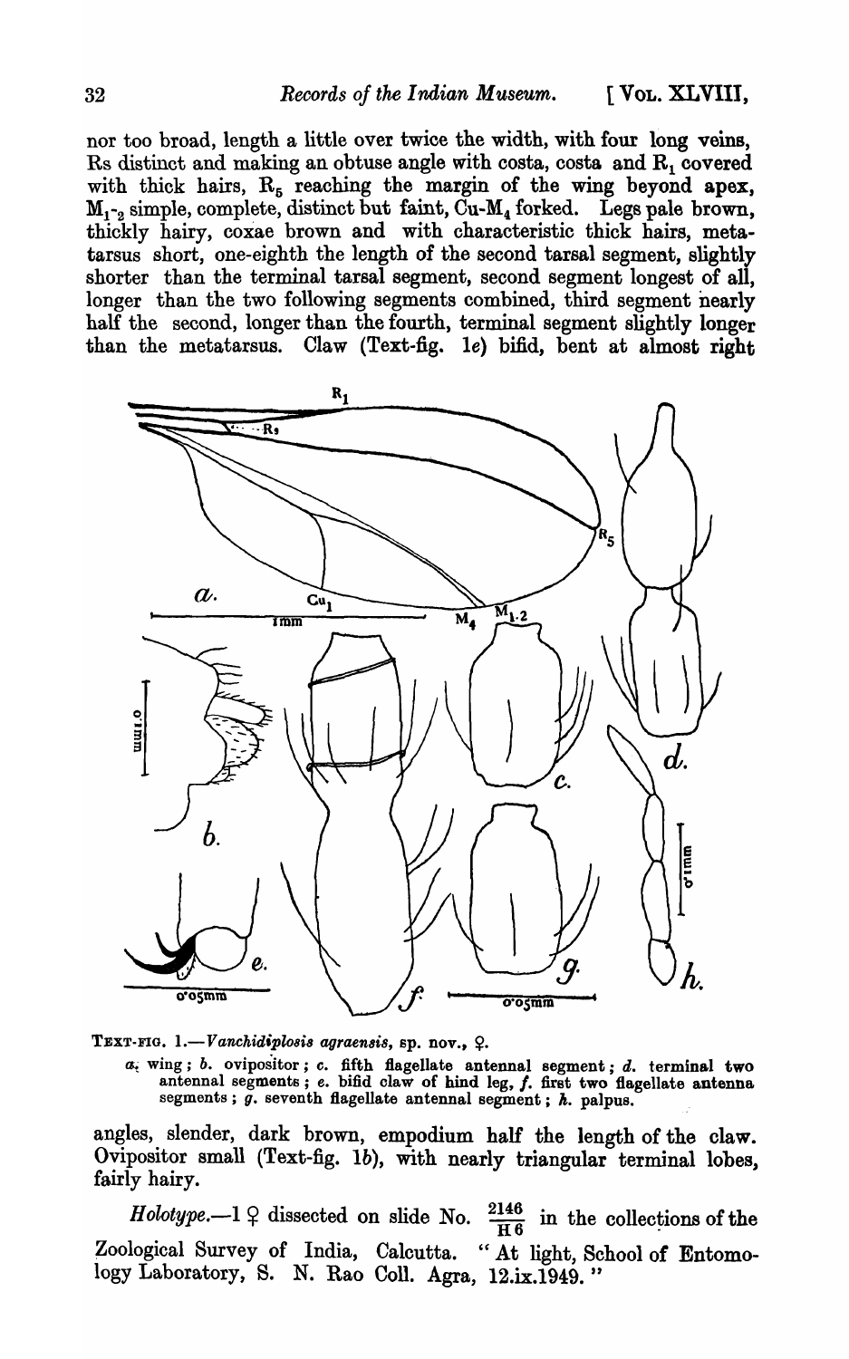nor too broad, length a little over twice the width, with four long veins, Rs distinct and making an obtuse angle with costa, costa and $R_1$ covered with thick hairs, $R_5$ reaching the margin of the wing beyond apex, $M_{1-2}$ simple, complete, distinct but faint, Cu-$M_4$ forked. Legs pale brown, thickly hairy, coxae brown and with characteristic thick hairs, metatarsus short, one-eighth the length of the second tarsal segment, slightly shorter than the terminal tarsal segment, second segment longest of all, longer than the two following segments combined, third segment nearly half the second, longer than the fourth, terminal segment slightly longer than the metatarsus. Claw (Text-fig. 1*e*) bifid, bent at almost right angles, slender, dark brown, empodium half the length of the claw. Ovipositor small (Text-fig. 1*b*), with nearly triangular terminal lobes, fairly hairy.

TEXT-FIG. 1.—*Vanchidiplosis agraensis*, sp. nov., ♀.

*a.* wing; *b.* ovipositor; *c.* fifth flagellate antennal segment; *d.* terminal two antennal segments; *e.* bifid claw of hind leg, *f.* first two flagellate antenna segments; *g.* seventh flagellate antennal segment; *h.* palpus.

*Holotype*.—1 ♀ dissected on slide No. $\frac{2146}{H6}$ in the collections of the Zoological Survey of India, Calcutta. "At light, School of Entomology Laboratory, S. N. Rao Coll. Agra, 12.ix.1949."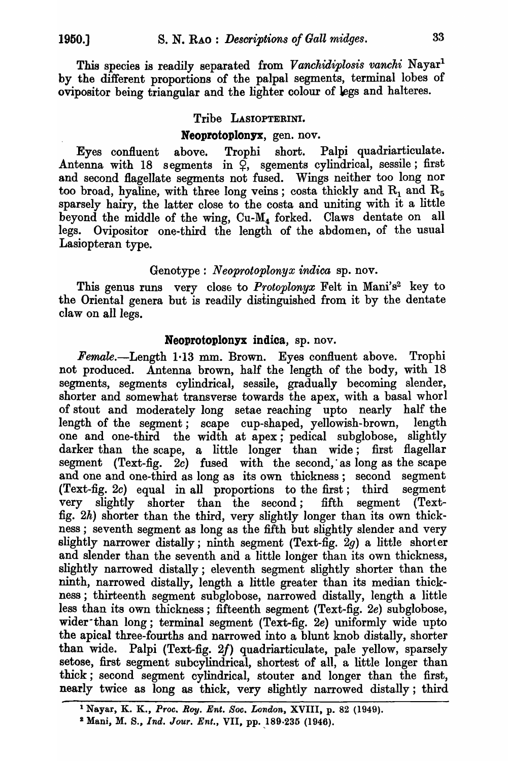This species is readily separated from *Vanchidiplosis vanchi* Nayar[1] by the different proportions of the palpal segments, terminal lobes of ovipositor being triangular and the lighter colour of legs and halteres.

### Tribe LASIOPTERINI.

#### **Neoprotoplonyx**, gen. nov.

Eyes confluent above. Trophi short. Palpi quadriarticulate. Antenna with 18 segments in ♀, sgements cylindrical, sessile; first and second flagellate segments not fused. Wings neither too long nor too broad, hyaline, with three long veins; costa thickly and $R_1$ and $R_5$ sparsely hairy, the latter close to the costa and uniting with it a little beyond the middle of the wing, Cu-$M_4$ forked. Claws dentate on all legs. Ovipositor one-third the length of the abdomen, of the usual Lasiopteran type.

Genotype : *Neoprotoplonyx indica* sp. nov.

This genus runs very close to *Protoplonyx* Felt in Mani's[2] key to the Oriental genera but is readily distinguished from it by the dentate claw on all legs.

#### **Neoprotoplonyx indica**, sp. nov.

*Female*.—Length 1·13 mm. Brown. Eyes confluent above. Trophi not produced. Antenna brown, half the length of the body, with 18 segments, segments cylindrical, sessile, gradually becoming slender, shorter and somewhat transverse towards the apex, with a basal whorl of stout and moderately long setae reaching upto nearly half the length of the segment; scape cup-shaped, yellowish-brown, length one and one-third the width at apex; pedical subglobose, slightly darker than the scape, a little longer than wide; first flagellar segment (Text-fig. 2*c*) fused with the second, as long as the scape and one and one-third as long as its own thickness; second segment (Text-fig. 2*c*) equal in all proportions to the first; third segment very slightly shorter than the second; fifth segment (Text-fig. 2*h*) shorter than the third, very slightly longer than its own thickness; seventh segment as long as the fifth but slightly slender and very slightly narrower distally; ninth segment (Text-fig. 2*g*) a little shorter and slender than the seventh and a little longer than its own thickness, slightly narrowed distally; eleventh segment slightly shorter than the ninth, narrowed distally, length a little greater than its median thickness; thirteenth segment subglobose, narrowed distally, length a little less than its own thickness; fifteenth segment (Text-fig. 2*e*) subglobose, wider than long; terminal segment (Text-fig. 2*e*) uniformly wide upto the apical three-fourths and narrowed into a blunt knob distally, shorter than wide. Palpi (Text-fig. 2*f*) quadriarticulate, pale yellow, sparsely setose, first segment subcylindrical, shortest of all, a little longer than thick; second segment cylindrical, stouter and longer than the first, nearly twice as long as thick, very slightly narrowed distally; third

---

[1] Nayar, K. K., *Proc. Roy. Ent. Soc. London*, XVIII, p. 82 (1949).

[2] Mani, M. S., *Ind. Jour. Ent.*, VII, pp. 189-235 (1946).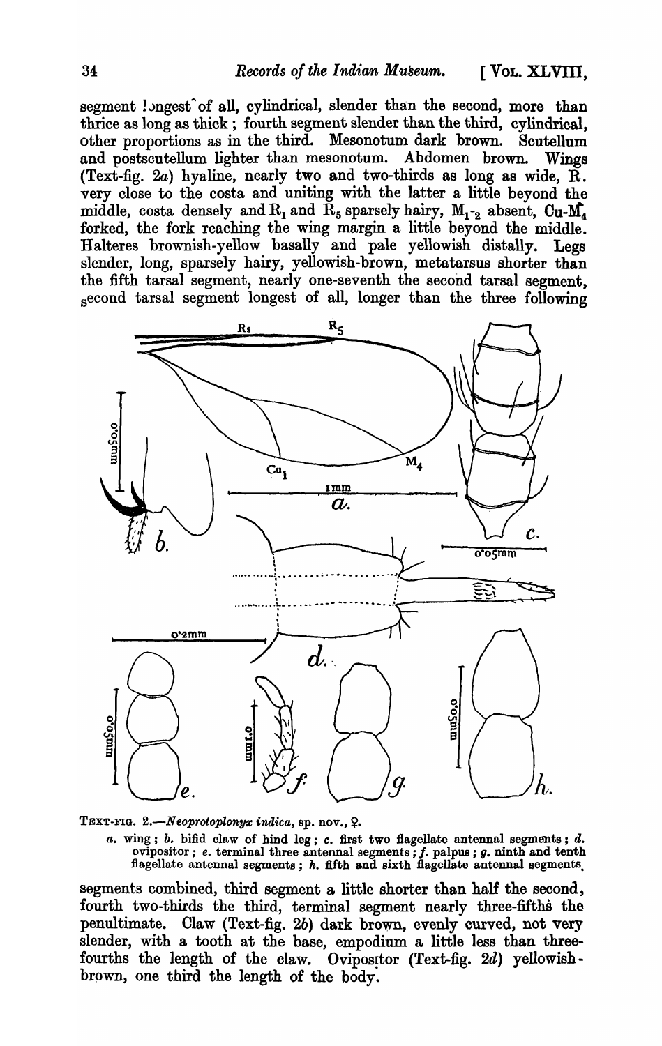segment longest of all, cylindrical, slender than the second, more than thrice as long as thick; fourth segment slender than the third, cylindrical, other proportions as in the third. Mesonotum dark brown. Scutellum and postscutellum lighter than mesonotum. Abdomen brown. Wings (Text-fig. 2*a*) hyaline, nearly two and two-thirds as long as wide, R. very close to the costa and uniting with the latter a little beyond the middle, costa densely and $R_1$ and $R_5$ sparsely hairy, $M_{1-2}$ absent, Cu-$M_4$ forked, the fork reaching the wing margin a little beyond the middle. Halteres brownish-yellow basally and pale yellowish distally. Legs slender, long, sparsely hairy, yellowish-brown, metatarsus shorter than the fifth tarsal segment, nearly one-seventh the second tarsal segment, second tarsal segment longest of all, longer than the three following segments combined, third segment a little shorter than half the second, fourth two-thirds the third, terminal segment nearly three-fifths the penultimate. Claw (Text-fig. 2*b*) dark brown, evenly curved, not very slender, with a tooth at the base, empodium a little less than three-fourths the length of the claw. Ovipositor (Text-fig. 2*d*) yellowish-brown, one third the length of the body.

TEXT-FIG. 2.—*Neoprotoplonyx indica*, sp. nov., ♀.

*a.* wing; *b.* bifid claw of hind leg; *c.* first two flagellate antennal segments; *d.* ovipositor; *e.* terminal three antennal segments; *f.* palpus; *g.* ninth and tenth flagellate antennal segments; *h.* fifth and sixth flagellate antennal segments.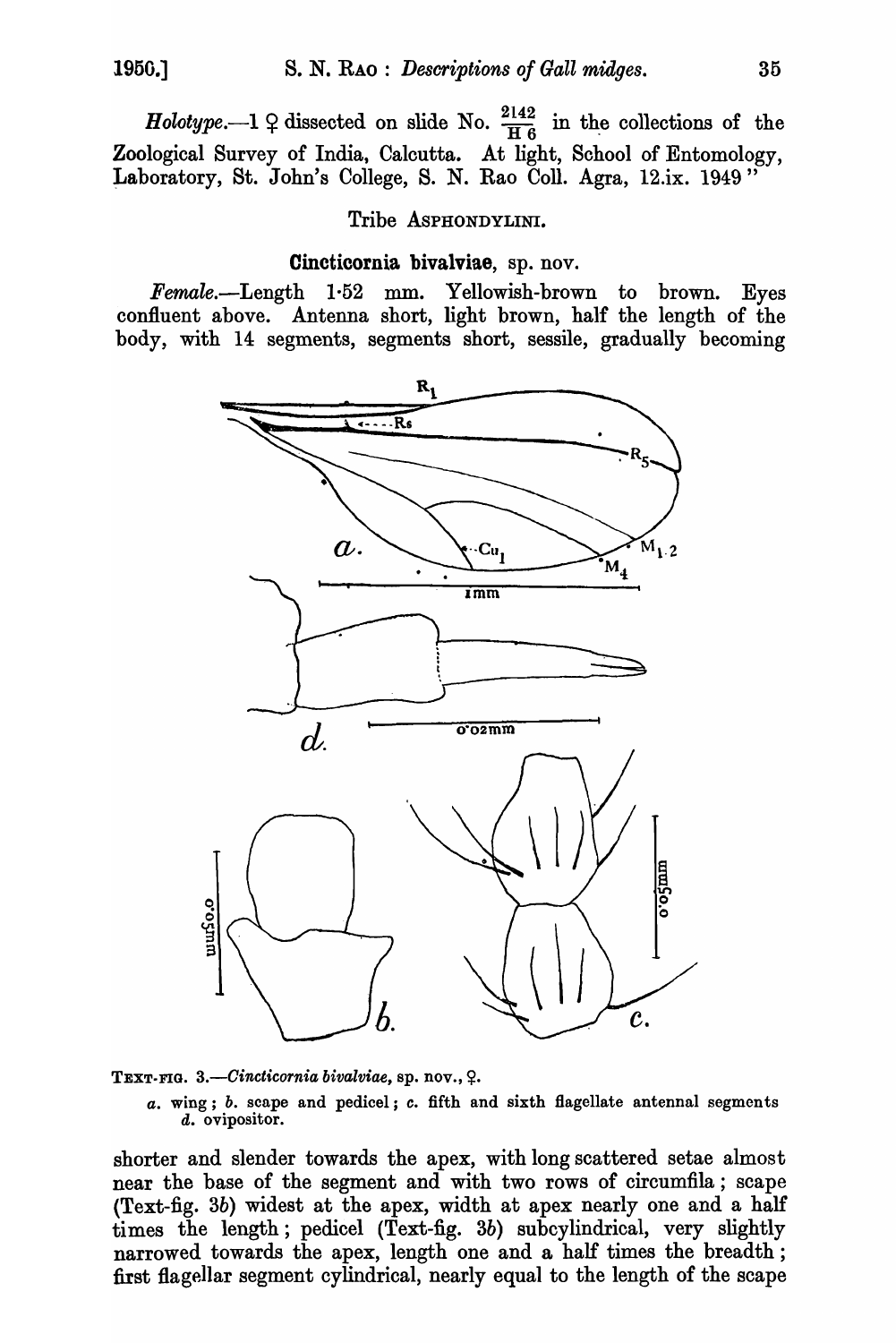*Holotype*.—1 ♀ dissected on slide No. $\frac{2142}{H6}$ in the collections of the Zoological Survey of India, Calcutta. At light, School of Entomology, Laboratory, St. John's College, S. N. Rao Coll. Agra, 12.ix. 1949"

## Tribe ASPHONDYLINI.

### Cincticornia bivalviae, sp. nov.

*Female*.—Length 1·52 mm. Yellowish-brown to brown. Eyes confluent above. Antenna short, light brown, half the length of the body, with 14 segments, segments short, sessile, gradually becoming shorter and slender towards the apex, with long scattered setae almost near the base of the segment and with two rows of circumfila; scape (Text-fig. 3*b*) widest at the apex, width at apex nearly one and a half times the length; pedicel (Text-fig. 3*b*) subcylindrical, very slightly narrowed towards the apex, length one and a half times the breadth; first flagellar segment cylindrical, nearly equal to the length of the scape

TEXT-FIG. 3.—*Cincticornia bivalviae*, sp. nov., ♀.

*a*. wing; *b*. scape and pedicel; *c*. fifth and sixth flagellate antennal segments *d*. ovipositor.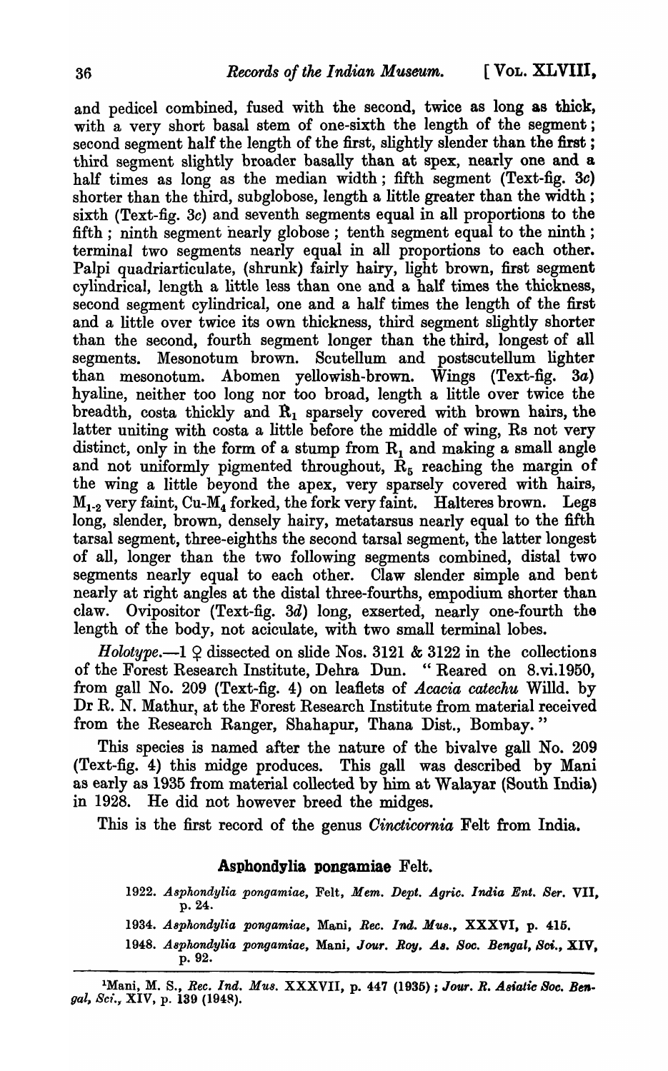and pedicel combined, fused with the second, twice as long as thick, with a very short basal stem of one-sixth the length of the segment; second segment half the length of the first, slightly slender than the first; third segment slightly broader basally than at spex, nearly one and a half times as long as the median width; fifth segment (Text-fig. 3c) shorter than the third, subglobose, length a little greater than the width; sixth (Text-fig. 3c) and seventh segments equal in all proportions to the fifth; ninth segment nearly globose; tenth segment equal to the ninth; terminal two segments nearly equal in all proportions to each other. Palpi quadriarticulate, (shrunk) fairly hairy, light brown, first segment cylindrical, length a little less than one and a half times the thickness, second segment cylindrical, one and a half times the length of the first and a little over twice its own thickness, third segment slightly shorter than the second, fourth segment longer than the third, longest of all segments. Mesonotum brown. Scutellum and postscutellum lighter than mesonotum. Abomen yellowish-brown. Wings (Text-fig. 3a) hyaline, neither too long nor too broad, length a little over twice the breadth, costa thickly and $R_1$ sparsely covered with brown hairs, the latter uniting with costa a little before the middle of wing, Rs not very distinct, only in the form of a stump from $R_1$ and making a small angle and not uniformly pigmented throughout, $R_5$ reaching the margin of the wing a little beyond the apex, very sparsely covered with hairs, $M_{1-2}$ very faint, Cu-$M_4$ forked, the fork very faint. Halteres brown. Legs long, slender, brown, densely hairy, metatarsus nearly equal to the fifth tarsal segment, three-eighths the second tarsal segment, the latter longest of all, longer than the two following segments combined, distal two segments nearly equal to each other. Claw slender simple and bent nearly at right angles at the distal three-fourths, empodium shorter than claw. Ovipositor (Text-fig. 3d) long, exserted, nearly one-fourth the length of the body, not aciculate, with two small terminal lobes.

*Holotype.*—1 ♀ dissected on slide Nos. 3121 & 3122 in the collections of the Forest Research Institute, Dehra Dun. "Reared on 8.vi.1950, from gall No. 209 (Text-fig. 4) on leaflets of *Acacia catechu* Willd. by Dr R. N. Mathur, at the Forest Research Institute from material received from the Research Ranger, Shahapur, Thana Dist., Bombay."

This species is named after the nature of the bivalve gall No. 209 (Text-fig. 4) this midge produces. This gall was described by Mani as early as 1935 from material collected by him at Walayar (South India) in 1928. He did not however breed the midges.

This is the first record of the genus *Cincticornia* Felt from India.

## Asphondylia pongamiae Felt.

1922. *Asphondylia pongamiae*, Felt, *Mem. Dept. Agric. India Ent. Ser.* VII, p. 24.

1934. *Asphondylia pongamiae*, Mani, *Rec. Ind. Mus.*, XXXVI, p. 415.

1948. *Asphondylia pongamiae*, Mani, *Jour. Roy. As. Soc. Bengal, Sci.*, XIV, p. 92.

---

[1]Mani, M. S., *Rec. Ind. Mus.* XXXVII, p. 447 (1935); *Jour. R. Asiatic Soc. Bengal, Sci.*, XIV, p. 139 (1948).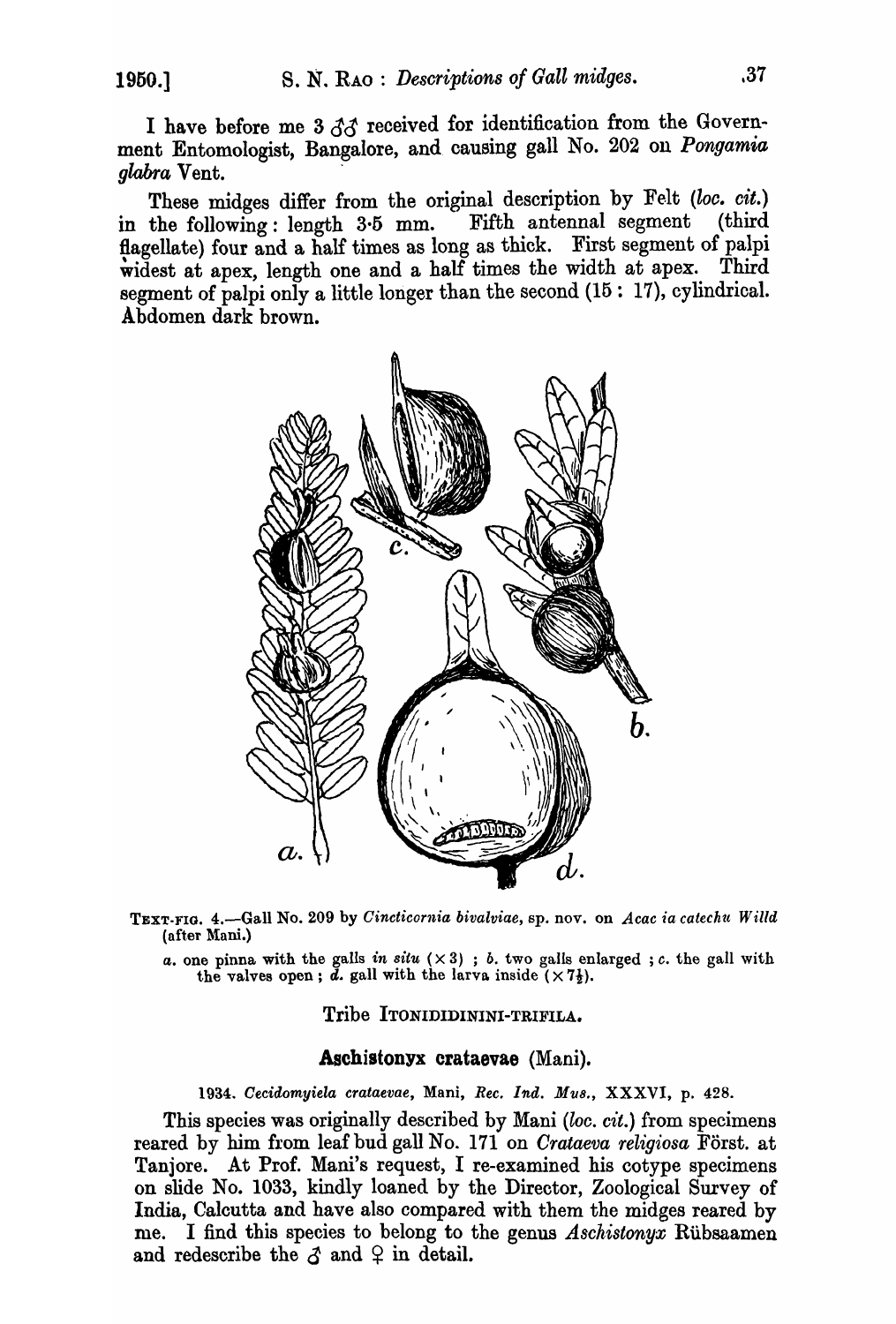I have before me 3 ♂♂ received for identification from the Government Entomologist, Bangalore, and causing gall No. 202 on *Pongamia glabra* Vent.

These midges differ from the original description by Felt (*loc. cit.*) in the following: length 3·5 mm. Fifth antennal segment (third flagellate) four and a half times as long as thick. First segment of palpi widest at apex, length one and a half times the width at apex. Third segment of palpi only a little longer than the second (15 : 17), cylindrical. Abdomen dark brown.

TEXT-FIG. 4.—Gall No. 209 by *Cincticornia bivalviae*, sp. nov. on *Acac ia catechu Willd* (after Mani.)

*a.* one pinna with the galls *in situ* (×3) ; *b.* two galls enlarged ; *c.* the gall with the valves open ; *d.* gall with the larva inside (×7½).

### Tribe ITONIDIDININI-TRIFILA.

### Aschistonyx crataevae (Mani).

1934. *Cecidomyiela crataevae*, Mani, *Rec. Ind. Mus.*, XXXVI, p. 428.

This species was originally described by Mani (*loc. cit.*) from specimens reared by him from leaf bud gall No. 171 on *Crataeva religiosa* Först. at Tanjore. At Prof. Mani's request, I re-examined his cotype specimens on slide No. 1033, kindly loaned by the Director, Zoological Survey of India, Calcutta and have also compared with them the midges reared by me. I find this species to belong to the genus *Aschistonyx* Rübsaamen and redescribe the ♂ and ♀ in detail.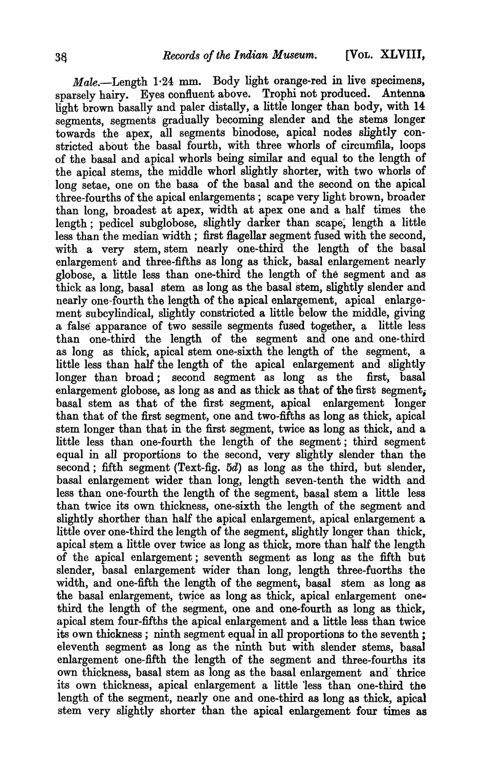*Male*.—Length 1·24 mm. Body light orange-red in live specimens, sparsely hairy. Eyes confluent above. Trophi not produced. Antenna light brown basally and paler distally, a little longer than body, with 14 segments, segments gradually becoming slender and the stems longer towards the apex, all segments binodose, apical nodes slightly constricted about the basal fourth, with three whorls of circumfila, loops of the basal and apical whorls being similar and equal to the length of the apical stems, the middle whorl slightly shorter, with two whorls of long setae, one on the basa of the basal and the second on the apical three-fourths of the apical enlargements ; scape very light brown, broader than long, broadest at apex, width at apex one and a half times the length ; pedicel subglobose, slightly darker than scape, length a little less than the median width ; first flagellar segment fused with the second, with a very stem, stem nearly one-third the length of the basal enlargement and three-fifths as long as thick, basal enlargement nearly globose, a little less than one-third the length of the segment and as thick as long, basal stem as long as the basal stem, slightly slender and nearly one-fourth the length of the apical enlargement, apical enlargement subcylindical, slightly constricted a little below the middle, giving a false apparance of two sessile segments fused together, a little less than one-third the length of the segment and one and one-third as long as thick, apical stem one-sixth the length of the segment, a little less than half the length of the apical enlargement and slightly longer than broad ; second segment as long as the first, basal enlargement globose, as long as and as thick as that of the first segment, basal stem as that of the first segment, apical enlargement longer than that of the first segment, one and two-fifths as long as thick, apical stem longer than that in the first segment, twice as long as thick, and a little less than one-fourth the length of the segment ; third segment equal in all proportions to the second, very slightly slender than the second ; fifth segment (Text-fig. 5*d*) as long as the third, but slender, basal enlargement wider than long, length seven-tenth the width and less than one-fourth the length of the segment, basal stem a little less than twice its own thickness, one-sixth the length of the segment and slightly shorther than half the apical enlargement, apical enlargement a little over one-third the length of the segment, slightly longer than thick, apical stem a little over twice as long as thick, more than half the length of the apical enlargement ; seventh segment as long as the fifth but slender, basal enlargement wider than long, length three-fuorths the width, and one-fifth the length of the segment, basal stem as long as the basal enlargement, twice as long as thick, apical enlargement one-third the length of the segment, one and one-fourth as long as thick, apical stem four-fifths the apical enlargement and a little less than twice its own thickness ; ninth segment equal in all proportions to the seventh ; eleventh segment as long as the ninth but with slender stems, basal enlargement one-fifth the length of the segment and three-fourths its own thickness, basal stem as long as the basal enlargement and thrice its own thickness, apical enlargement a little less than one-third the length of the segment, nearly one and one-third as long as thick, apical stem very slightly shorter than the apical enlargement four times as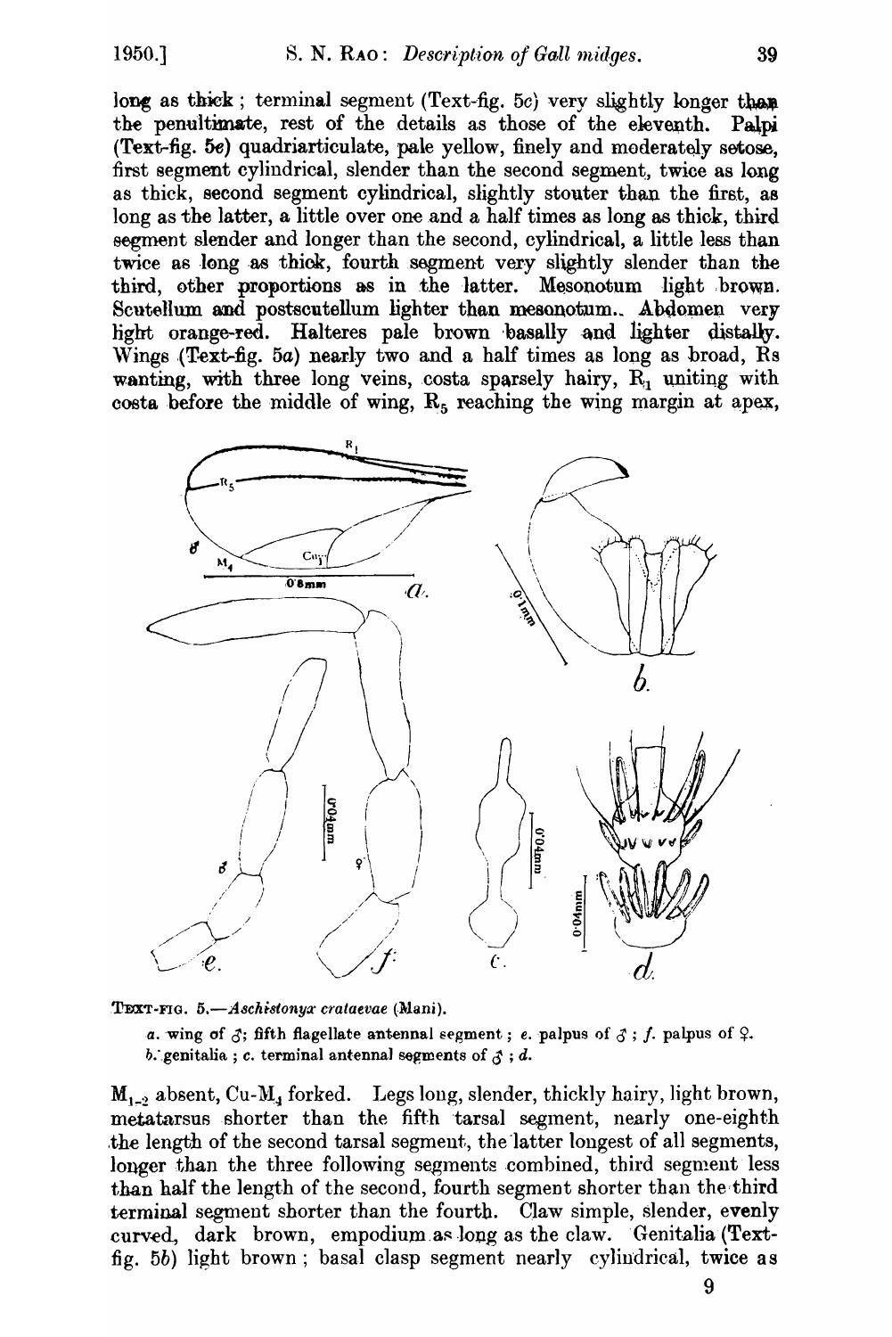long as thick; terminal segment (Text-fig. 5c) very slightly longer than the penultimate, rest of the details as those of the eleventh. Palpi (Text-fig. 5e) quadriarticulate, pale yellow, finely and moderately setose, first segment cylindrical, slender than the second segment, twice as long as thick, second segment cylindrical, slightly stouter than the first, as long as the latter, a little over one and a half times as long as thick, third segment slender and longer than the second, cylindrical, a little less than twice as long as thick, fourth segment very slightly slender than the third, other proportions as in the latter. Mesonotum light brown. Scutellum and postscutellum lighter than mesonotum. Abdomen very light orange-red. Halteres pale brown basally and lighter distally. Wings (Text-fig. 5a) nearly two and a half times as long as broad, Rs wanting, with three long veins, costa sparsely hairy, $R_1$ uniting with costa before the middle of wing, $R_5$ reaching the wing margin at apex,

TEXT-FIG. 5.—*Aschistonyx crataevae* (Mani).

*a.* wing of ♂; fifth flagellate antennal segment; *e.* palpus of ♂; *f.* palpus of ♀. *b.* genitalia; *c.* terminal antennal segments of ♂; *d.*

$M_{1-2}$ absent, Cu-$M_4$ forked. Legs long, slender, thickly hairy, light brown, metatarsus shorter than the fifth tarsal segment, nearly one-eighth the length of the second tarsal segment, the latter longest of all segments, longer than the three following segments combined, third segment less than half the length of the second, fourth segment shorter than the third terminal segment shorter than the fourth. Claw simple, slender, evenly curved, dark brown, empodium as long as the claw. Genitalia (Text-fig. 5b) light brown; basal clasp segment nearly cylindrical, twice as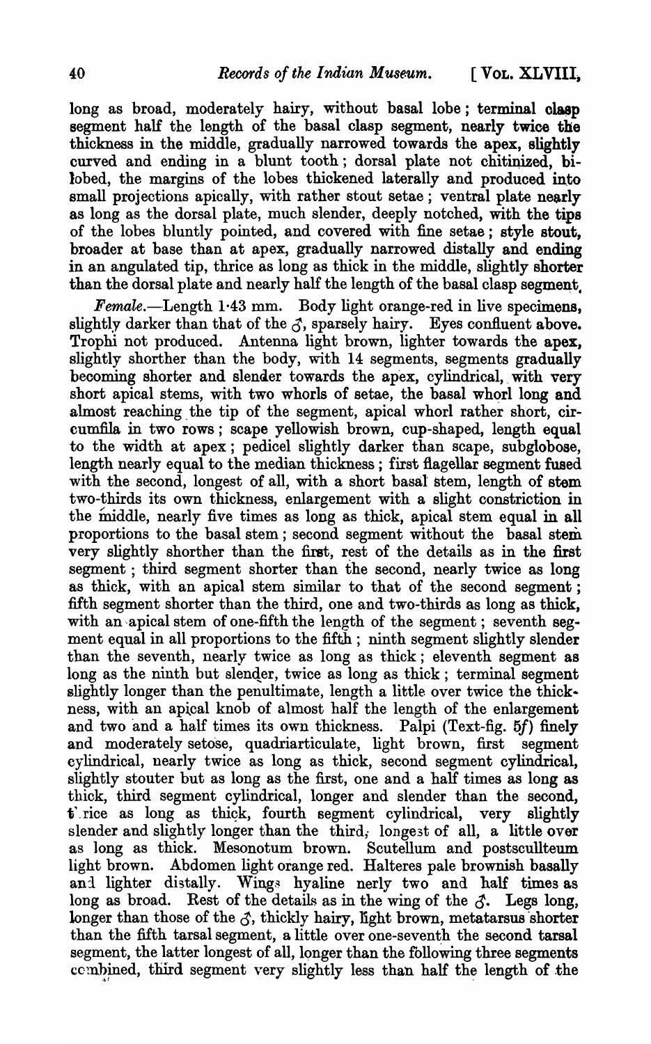long as broad, moderately hairy, without basal lobe; terminal clasp segment half the length of the basal clasp segment, nearly twice the thickness in the middle, gradually narrowed towards the apex, slightly curved and ending in a blunt tooth; dorsal plate not chitinized, bilobed, the margins of the lobes thickened laterally and produced into small projections apically, with rather stout setae; ventral plate nearly as long as the dorsal plate, much slender, deeply notched, with the tips of the lobes bluntly pointed, and covered with fine setae; style stout, broader at base than at apex, gradually narrowed distally and ending in an angulated tip, thrice as long as thick in the middle, slightly shorter than the dorsal plate and nearly half the length of the basal clasp segment.

*Female*.—Length 1·43 mm. Body light orange-red in live specimens, slightly darker than that of the ♂, sparsely hairy. Eyes confluent above. Trophi not produced. Antenna light brown, lighter towards the apex, slightly shorther than the body, with 14 segments, segments gradually becoming shorter and slender towards the apex, cylindrical, with very short apical stems, with two whorls of setae, the basal whorl long and almost reaching the tip of the segment, apical whorl rather short, circumfila in two rows; scape yellowish brown, cup-shaped, length equal to the width at apex; pedicel slightly darker than scape, subglobose, length nearly equal to the median thickness; first flagellar segment fused with the second, longest of all, with a short basal stem, length of stem two-thirds its own thickness, enlargement with a slight constriction in the middle, nearly five times as long as thick, apical stem equal in all proportions to the basal stem; second segment without the basal stem very slightly shorther than the first, rest of the details as in the first segment; third segment shorter than the second, nearly twice as long as thick, with an apical stem similar to that of the second segment; fifth segment shorter than the third, one and two-thirds as long as thick, with an apical stem of one-fifth the length of the segment; seventh segment equal in all proportions to the fifth; ninth segment slightly slender than the seventh, nearly twice as long as thick; eleventh segment as long as the ninth but slender, twice as long as thick; terminal segment slightly longer than the penultimate, length a little over twice the thickness, with an apical knob of almost half the length of the enlargement and two and a half times its own thickness. Palpi (Text-fig. 5*f*) finely and moderately setose, quadriarticulate, light brown, first segment cylindrical, nearly twice as long as thick, second segment cylindrical, slightly stouter but as long as the first, one and a half times as long as thick, third segment cylindrical, longer and slender than the second, twice as long as thick, fourth segment cylindrical, very slightly slender and slightly longer than the third, longest of all, a little over as long as thick. Mesonotum brown. Scutellum and postscullteum light brown. Abdomen light orange red. Halteres pale brownish basally and lighter distally. Wings hyaline nerly two and half times as long as broad. Rest of the details as in the wing of the ♂. Legs long, longer than those of the ♂, thickly hairy, light brown, metatarsus shorter than the fifth tarsal segment, a little over one-seventh the second tarsal segment, the latter longest of all, longer than the following three segments combined, third segment very slightly less than half the length of the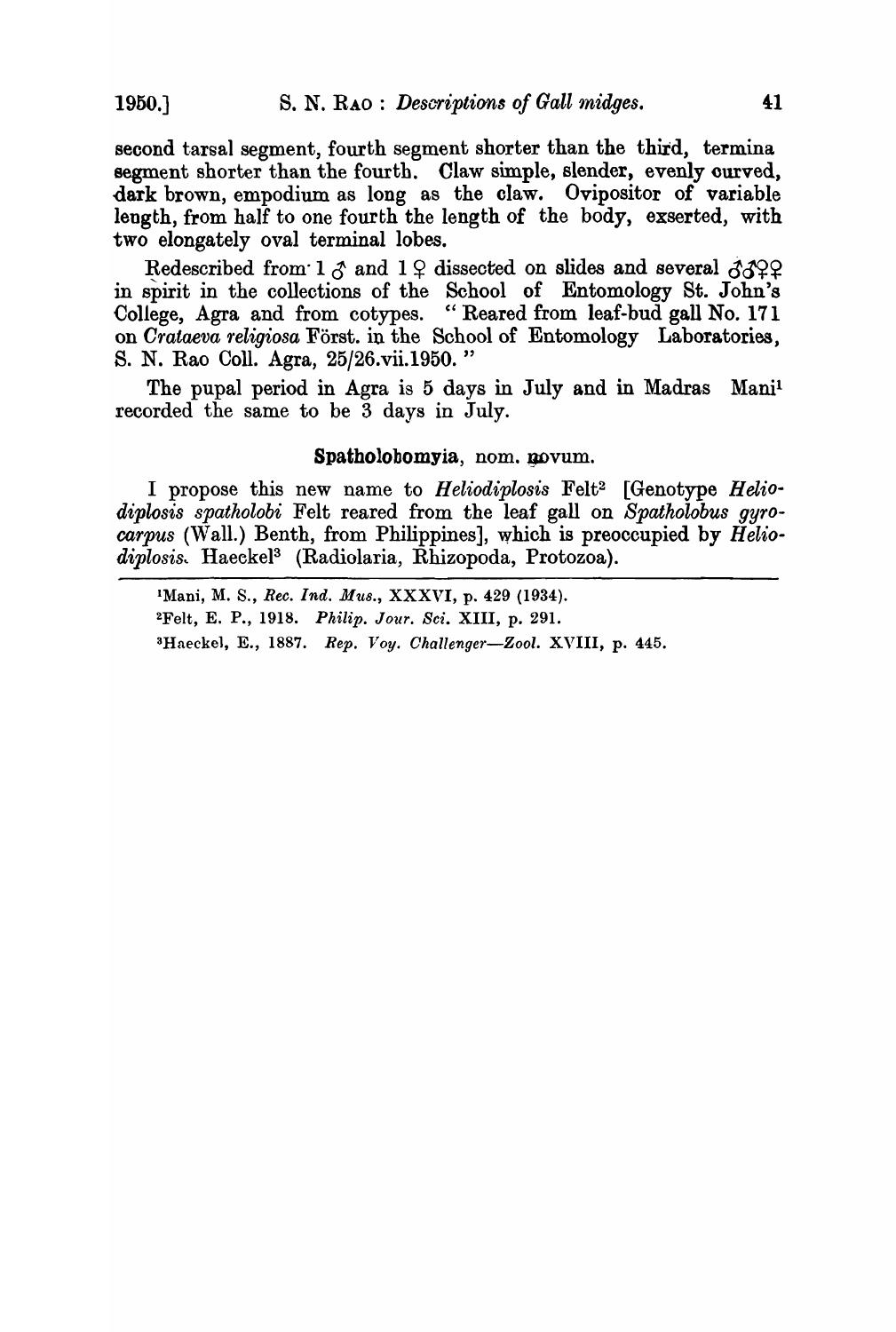second tarsal segment, fourth segment shorter than the third, termina segment shorter than the fourth. Claw simple, slender, evenly curved, dark brown, empodium as long as the claw. Ovipositor of variable length, from half to one fourth the length of the body, exserted, with two elongately oval terminal lobes.

Redescribed from 1 ♂ and 1 ♀ dissected on slides and several ♂♂♀♀ in spirit in the collections of the School of Entomology St. John's College, Agra and from cotypes. "Reared from leaf-bud gall No. 171 on *Crataeva religiosa* Först. in the School of Entomology Laboratories, S. N. Rao Coll. Agra, 25/26.vii.1950."

The pupal period in Agra is 5 days in July and in Madras Mani[1] recorded the same to be 3 days in July.

### **Spatholobomyia**, nom. novum.

I propose this new name to *Heliodiplosis* Felt[2] [Genotype *Heliodiplosis spatholobi* Felt reared from the leaf gall on *Spatholobus gyrocarpus* (Wall.) Benth, from Philippines], which is preoccupied by *Heliodiplosis*. Haeckel[3] (Radiolaria, Rhizopoda, Protozoa).

---

[1]Mani, M. S., *Rec. Ind. Mus.*, XXXVI, p. 429 (1934).

[2]Felt, E. P., 1918. *Philip. Jour. Sci.* XIII, p. 291.

[3]Haeckel, E., 1887. *Rep. Voy. Challenger—Zool.* XVIII, p. 445.